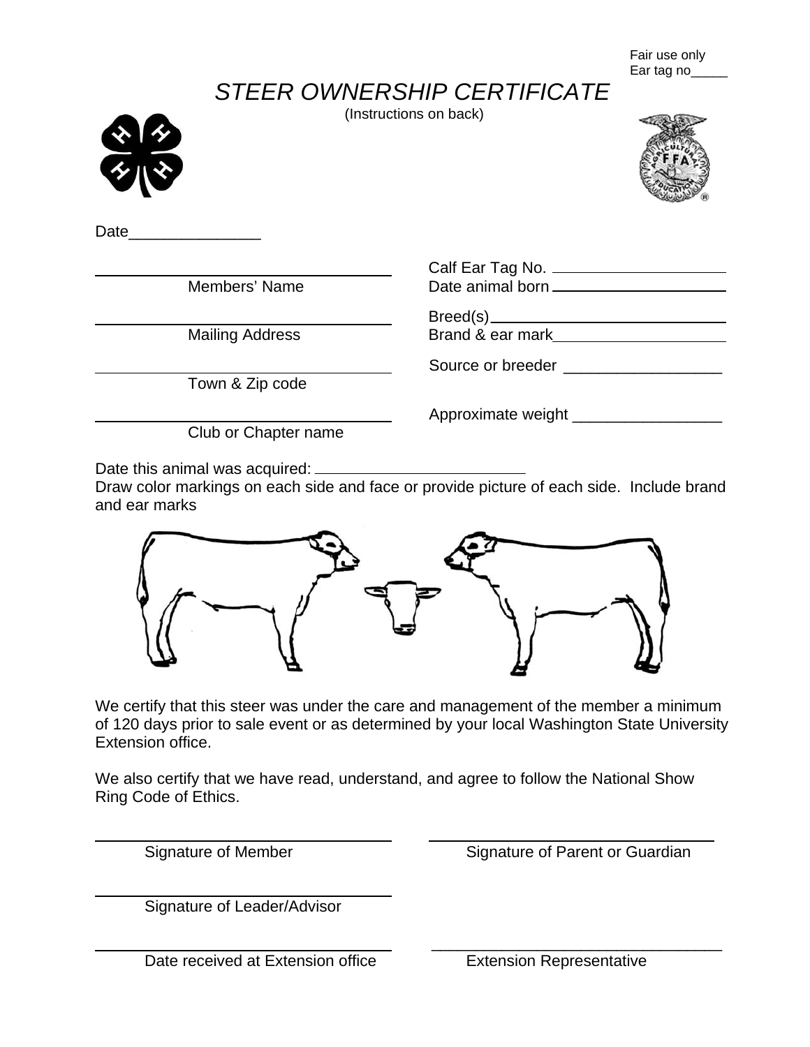Fair use only
Ear tag no_____

# *STEER OWNERSHIP CERTIFICATE*

(Instructions on back)

Date_______________

| | |
|---|---|
| ______________________ Members' Name | Calf Ear Tag No. ______________________ |
| | Date animal born ______________________ |
| ______________________ Mailing Address | Breed(s) ______________________ |
| | Brand & ear mark ______________________ |
| ______________________ Town & Zip code | Source or breeder ______________________ |
| ______________________ Club or Chapter name | Approximate weight ______________________ |

Date this animal was acquired: ______________________

Draw color markings on each side and face or provide picture of each side. Include brand and ear marks

We certify that this steer was under the care and management of the member a minimum of 120 days prior to sale event or as determined by your local Washington State University Extension office.

We also certify that we have read, understand, and agree to follow the National Show Ring Code of Ethics.

______________________ Signature of Member

______________________ Signature of Parent or Guardian

______________________ Signature of Leader/Advisor

______________________ Date received at Extension office

______________________ Extension Representative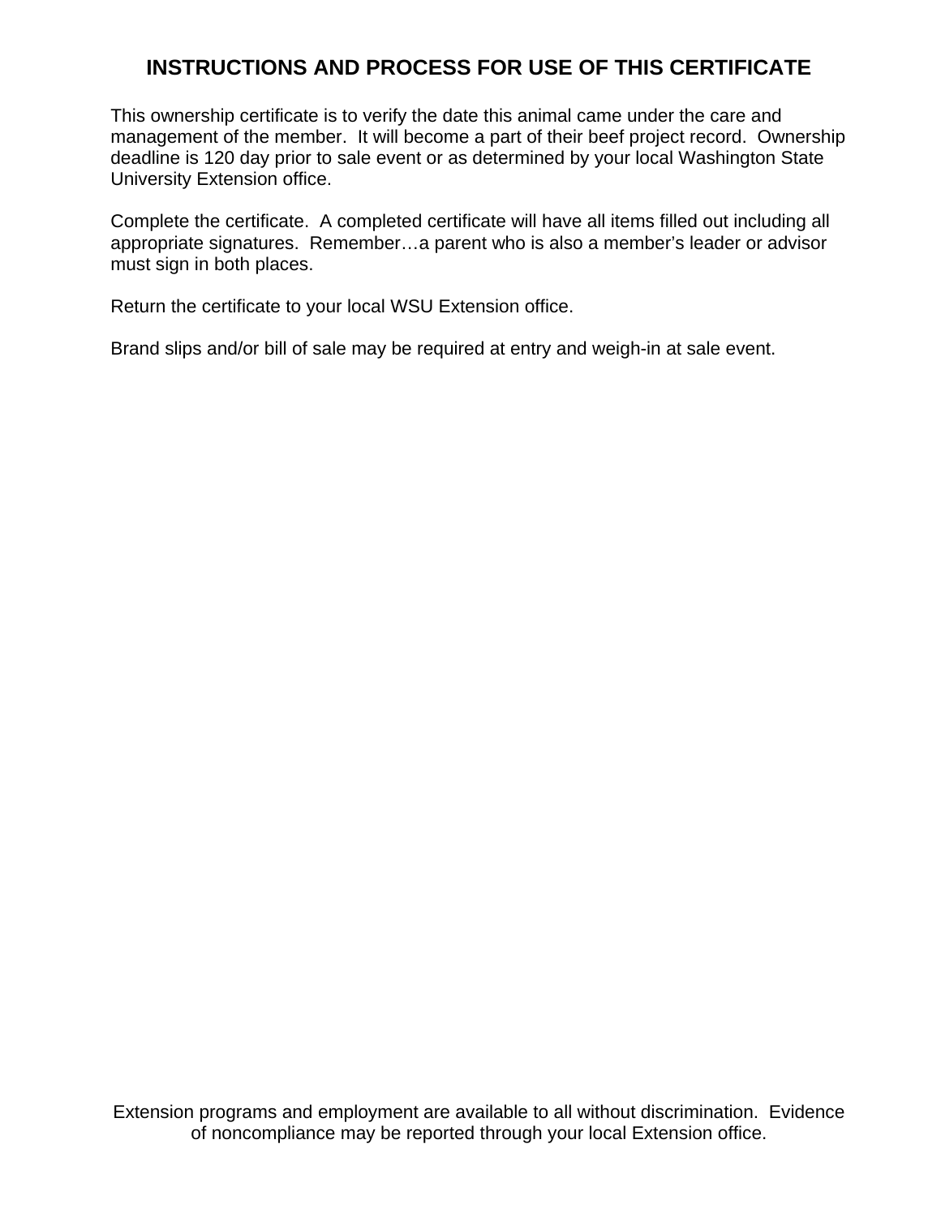# INSTRUCTIONS AND PROCESS FOR USE OF THIS CERTIFICATE

This ownership certificate is to verify the date this animal came under the care and management of the member. It will become a part of their beef project record. Ownership deadline is 120 day prior to sale event or as determined by your local Washington State University Extension office.

Complete the certificate. A completed certificate will have all items filled out including all appropriate signatures. Remember…a parent who is also a member's leader or advisor must sign in both places.

Return the certificate to your local WSU Extension office.

Brand slips and/or bill of sale may be required at entry and weigh-in at sale event.

Extension programs and employment are available to all without discrimination. Evidence of noncompliance may be reported through your local Extension office.